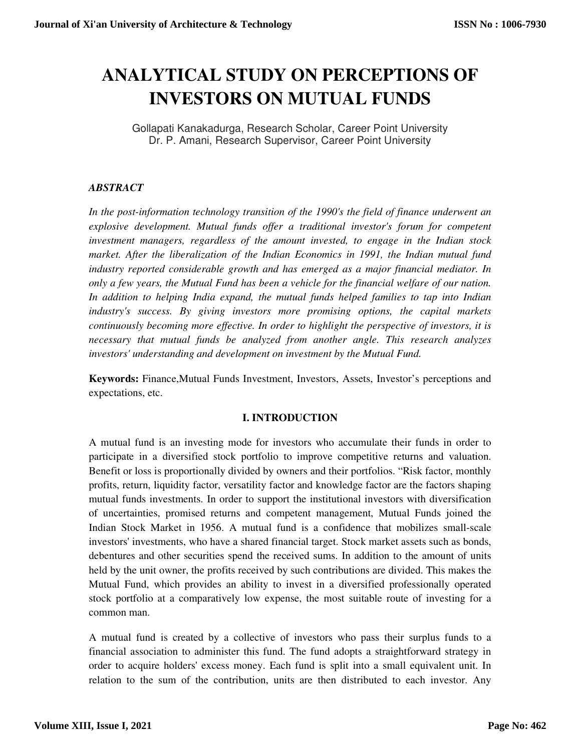# ANALYTICAL STUDY ON PERCEPTIONS OF INVESTORS ON MUTUAL FUNDS

Gollapati Kanakadurga, Research Scholar, Career Point University
Dr. P. Amani, Research Supervisor, Career Point University

### *ABSTRACT*

*In the post-information technology transition of the 1990's the field of finance underwent an explosive development. Mutual funds offer a traditional investor's forum for competent investment managers, regardless of the amount invested, to engage in the Indian stock market. After the liberalization of the Indian Economics in 1991, the Indian mutual fund industry reported considerable growth and has emerged as a major financial mediator. In only a few years, the Mutual Fund has been a vehicle for the financial welfare of our nation. In addition to helping India expand, the mutual funds helped families to tap into Indian industry's success. By giving investors more promising options, the capital markets continuously becoming more effective. In order to highlight the perspective of investors, it is necessary that mutual funds be analyzed from another angle. This research analyzes investors' understanding and development on investment by the Mutual Fund.*

**Keywords:** Finance,Mutual Funds Investment, Investors, Assets, Investor's perceptions and expectations, etc.

## I. INTRODUCTION

A mutual fund is an investing mode for investors who accumulate their funds in order to participate in a diversified stock portfolio to improve competitive returns and valuation. Benefit or loss is proportionally divided by owners and their portfolios. "Risk factor, monthly profits, return, liquidity factor, versatility factor and knowledge factor are the factors shaping mutual funds investments. In order to support the institutional investors with diversification of uncertainties, promised returns and competent management, Mutual Funds joined the Indian Stock Market in 1956. A mutual fund is a confidence that mobilizes small-scale investors' investments, who have a shared financial target. Stock market assets such as bonds, debentures and other securities spend the received sums. In addition to the amount of units held by the unit owner, the profits received by such contributions are divided. This makes the Mutual Fund, which provides an ability to invest in a diversified professionally operated stock portfolio at a comparatively low expense, the most suitable route of investing for a common man.

A mutual fund is created by a collective of investors who pass their surplus funds to a financial association to administer this fund. The fund adopts a straightforward strategy in order to acquire holders' excess money. Each fund is split into a small equivalent unit. In relation to the sum of the contribution, units are then distributed to each investor. Any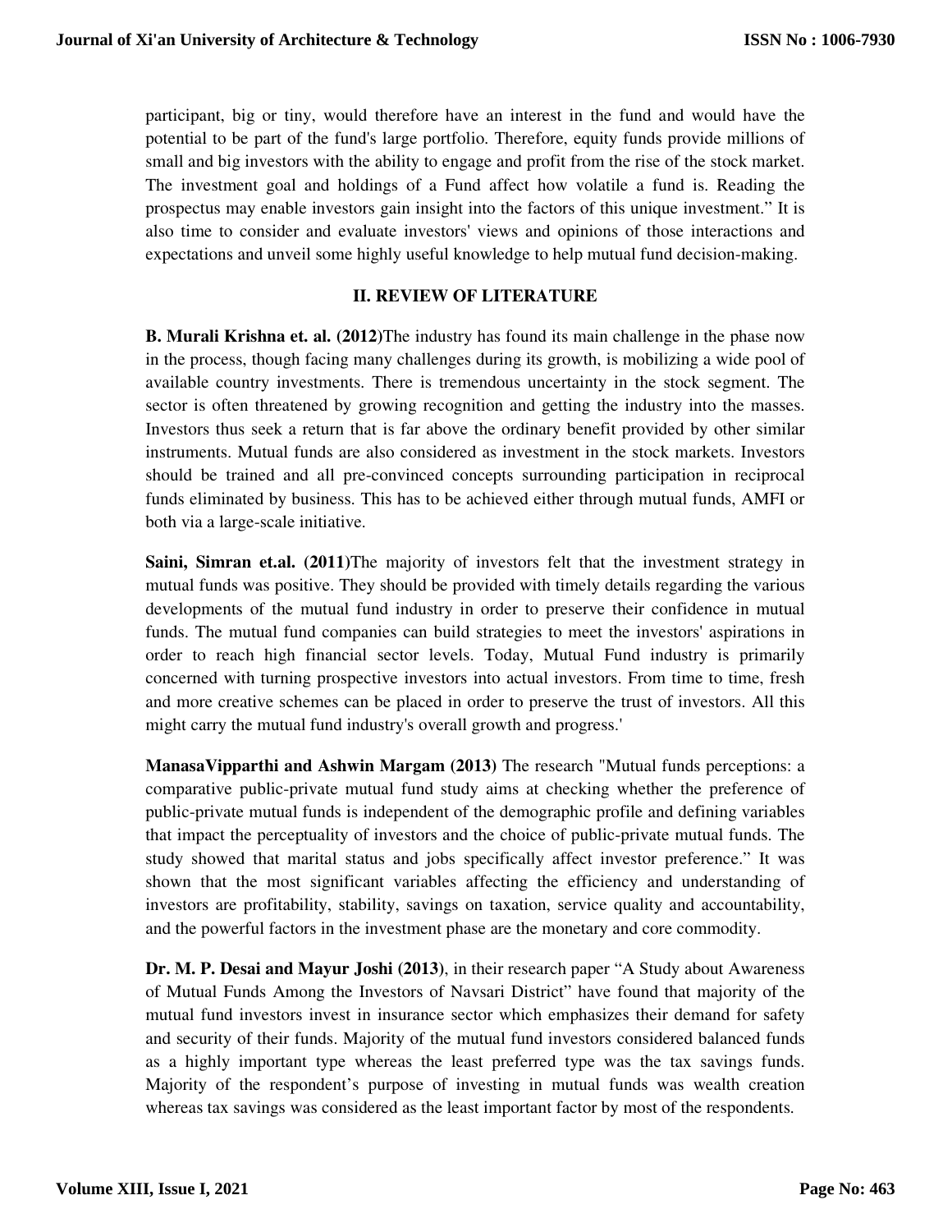participant, big or tiny, would therefore have an interest in the fund and would have the potential to be part of the fund's large portfolio. Therefore, equity funds provide millions of small and big investors with the ability to engage and profit from the rise of the stock market. The investment goal and holdings of a Fund affect how volatile a fund is. Reading the prospectus may enable investors gain insight into the factors of this unique investment." It is also time to consider and evaluate investors' views and opinions of those interactions and expectations and unveil some highly useful knowledge to help mutual fund decision-making.

## II. REVIEW OF LITERATURE

**B. Murali Krishna et. al. (2012)**The industry has found its main challenge in the phase now in the process, though facing many challenges during its growth, is mobilizing a wide pool of available country investments. There is tremendous uncertainty in the stock segment. The sector is often threatened by growing recognition and getting the industry into the masses. Investors thus seek a return that is far above the ordinary benefit provided by other similar instruments. Mutual funds are also considered as investment in the stock markets. Investors should be trained and all pre-convinced concepts surrounding participation in reciprocal funds eliminated by business. This has to be achieved either through mutual funds, AMFI or both via a large-scale initiative.

**Saini, Simran et.al. (2011)**The majority of investors felt that the investment strategy in mutual funds was positive. They should be provided with timely details regarding the various developments of the mutual fund industry in order to preserve their confidence in mutual funds. The mutual fund companies can build strategies to meet the investors' aspirations in order to reach high financial sector levels. Today, Mutual Fund industry is primarily concerned with turning prospective investors into actual investors. From time to time, fresh and more creative schemes can be placed in order to preserve the trust of investors. All this might carry the mutual fund industry's overall growth and progress.'

**ManasaVipparthi and Ashwin Margam (2013)** The research "Mutual funds perceptions: a comparative public-private mutual fund study aims at checking whether the preference of public-private mutual funds is independent of the demographic profile and defining variables that impact the perceptuality of investors and the choice of public-private mutual funds. The study showed that marital status and jobs specifically affect investor preference." It was shown that the most significant variables affecting the efficiency and understanding of investors are profitability, stability, savings on taxation, service quality and accountability, and the powerful factors in the investment phase are the monetary and core commodity.

**Dr. M. P. Desai and Mayur Joshi (2013)**, in their research paper "A Study about Awareness of Mutual Funds Among the Investors of Navsari District" have found that majority of the mutual fund investors invest in insurance sector which emphasizes their demand for safety and security of their funds. Majority of the mutual fund investors considered balanced funds as a highly important type whereas the least preferred type was the tax savings funds. Majority of the respondent's purpose of investing in mutual funds was wealth creation whereas tax savings was considered as the least important factor by most of the respondents.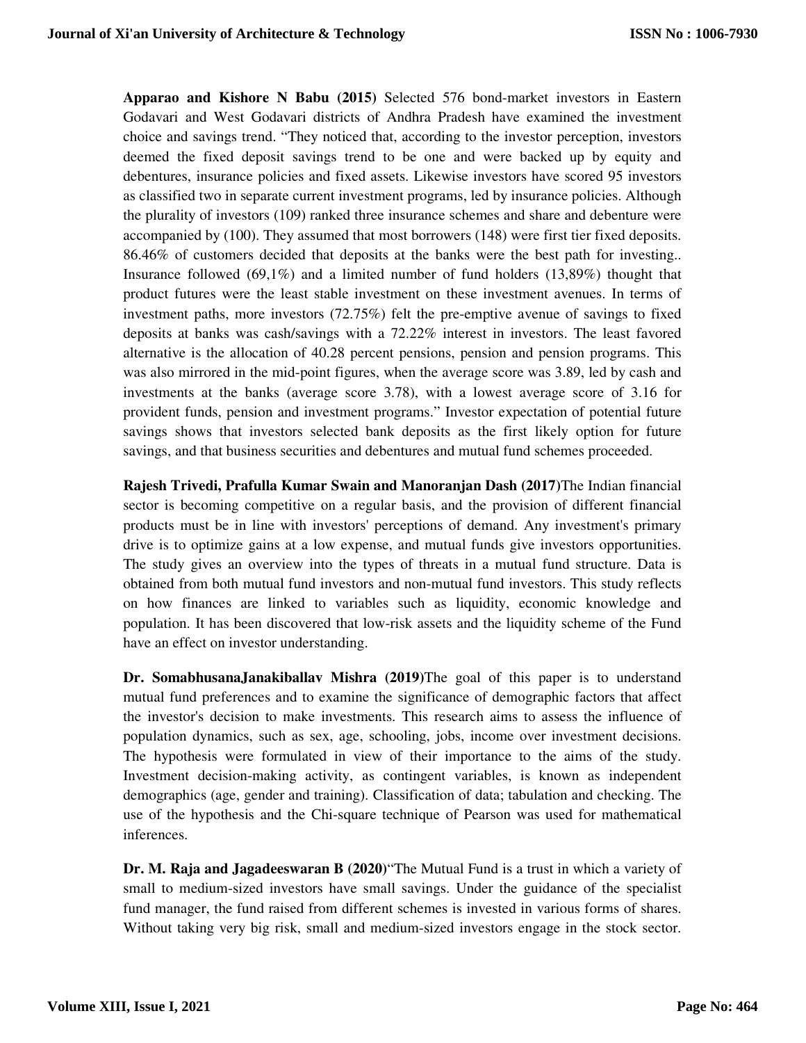**Apparao and Kishore N Babu (2015)** Selected 576 bond-market investors in Eastern Godavari and West Godavari districts of Andhra Pradesh have examined the investment choice and savings trend. "They noticed that, according to the investor perception, investors deemed the fixed deposit savings trend to be one and were backed up by equity and debentures, insurance policies and fixed assets. Likewise investors have scored 95 investors as classified two in separate current investment programs, led by insurance policies. Although the plurality of investors (109) ranked three insurance schemes and share and debenture were accompanied by (100). They assumed that most borrowers (148) were first tier fixed deposits. 86.46% of customers decided that deposits at the banks were the best path for investing.. Insurance followed (69,1%) and a limited number of fund holders (13,89%) thought that product futures were the least stable investment on these investment avenues. In terms of investment paths, more investors (72.75%) felt the pre-emptive avenue of savings to fixed deposits at banks was cash/savings with a 72.22% interest in investors. The least favored alternative is the allocation of 40.28 percent pensions, pension and pension programs. This was also mirrored in the mid-point figures, when the average score was 3.89, led by cash and investments at the banks (average score 3.78), with a lowest average score of 3.16 for provident funds, pension and investment programs." Investor expectation of potential future savings shows that investors selected bank deposits as the first likely option for future savings, and that business securities and debentures and mutual fund schemes proceeded.

**Rajesh Trivedi, Prafulla Kumar Swain and Manoranjan Dash (2017)**The Indian financial sector is becoming competitive on a regular basis, and the provision of different financial products must be in line with investors' perceptions of demand. Any investment's primary drive is to optimize gains at a low expense, and mutual funds give investors opportunities. The study gives an overview into the types of threats in a mutual fund structure. Data is obtained from both mutual fund investors and non-mutual fund investors. This study reflects on how finances are linked to variables such as liquidity, economic knowledge and population. It has been discovered that low-risk assets and the liquidity scheme of the Fund have an effect on investor understanding.

**Dr. SomabhusanaJanakiballav Mishra (2019)**The goal of this paper is to understand mutual fund preferences and to examine the significance of demographic factors that affect the investor's decision to make investments. This research aims to assess the influence of population dynamics, such as sex, age, schooling, jobs, income over investment decisions. The hypothesis were formulated in view of their importance to the aims of the study. Investment decision-making activity, as contingent variables, is known as independent demographics (age, gender and training). Classification of data; tabulation and checking. The use of the hypothesis and the Chi-square technique of Pearson was used for mathematical inferences.

**Dr. M. Raja and Jagadeeswaran B (2020)**"The Mutual Fund is a trust in which a variety of small to medium-sized investors have small savings. Under the guidance of the specialist fund manager, the fund raised from different schemes is invested in various forms of shares. Without taking very big risk, small and medium-sized investors engage in the stock sector.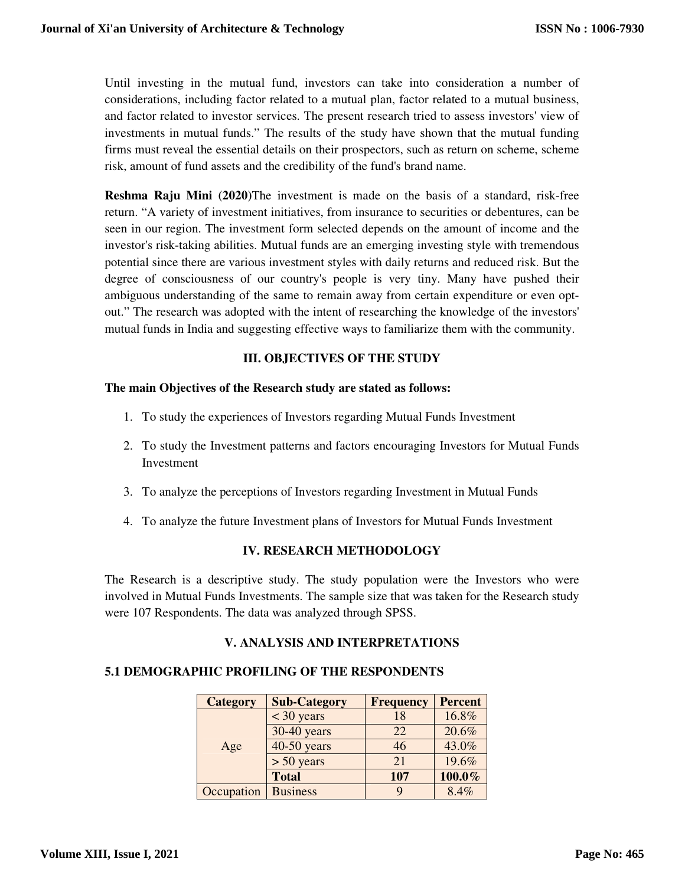Until investing in the mutual fund, investors can take into consideration a number of considerations, including factor related to a mutual plan, factor related to a mutual business, and factor related to investor services. The present research tried to assess investors' view of investments in mutual funds." The results of the study have shown that the mutual funding firms must reveal the essential details on their prospectors, such as return on scheme, scheme risk, amount of fund assets and the credibility of the fund's brand name.

**Reshma Raju Mini (2020)**The investment is made on the basis of a standard, risk-free return. "A variety of investment initiatives, from insurance to securities or debentures, can be seen in our region. The investment form selected depends on the amount of income and the investor's risk-taking abilities. Mutual funds are an emerging investing style with tremendous potential since there are various investment styles with daily returns and reduced risk. But the degree of consciousness of our country's people is very tiny. Many have pushed their ambiguous understanding of the same to remain away from certain expenditure or even opt-out." The research was adopted with the intent of researching the knowledge of the investors' mutual funds in India and suggesting effective ways to familiarize them with the community.

## III. OBJECTIVES OF THE STUDY

**The main Objectives of the Research study are stated as follows:**

1. To study the experiences of Investors regarding Mutual Funds Investment
2. To study the Investment patterns and factors encouraging Investors for Mutual Funds Investment
3. To analyze the perceptions of Investors regarding Investment in Mutual Funds
4. To analyze the future Investment plans of Investors for Mutual Funds Investment

## IV. RESEARCH METHODOLOGY

The Research is a descriptive study. The study population were the Investors who were involved in Mutual Funds Investments. The sample size that was taken for the Research study were 107 Respondents. The data was analyzed through SPSS.

## V. ANALYSIS AND INTERPRETATIONS

### 5.1 DEMOGRAPHIC PROFILING OF THE RESPONDENTS

| Category | Sub-Category | Frequency | Percent |
|---|---|---|---|
| Age | < 30 years | 18 | 16.8% |
| | 30-40 years | 22 | 20.6% |
| | 40-50 years | 46 | 43.0% |
| | > 50 years | 21 | 19.6% |
| | **Total** | **107** | **100.0%** |
| Occupation | Business | 9 | 8.4% |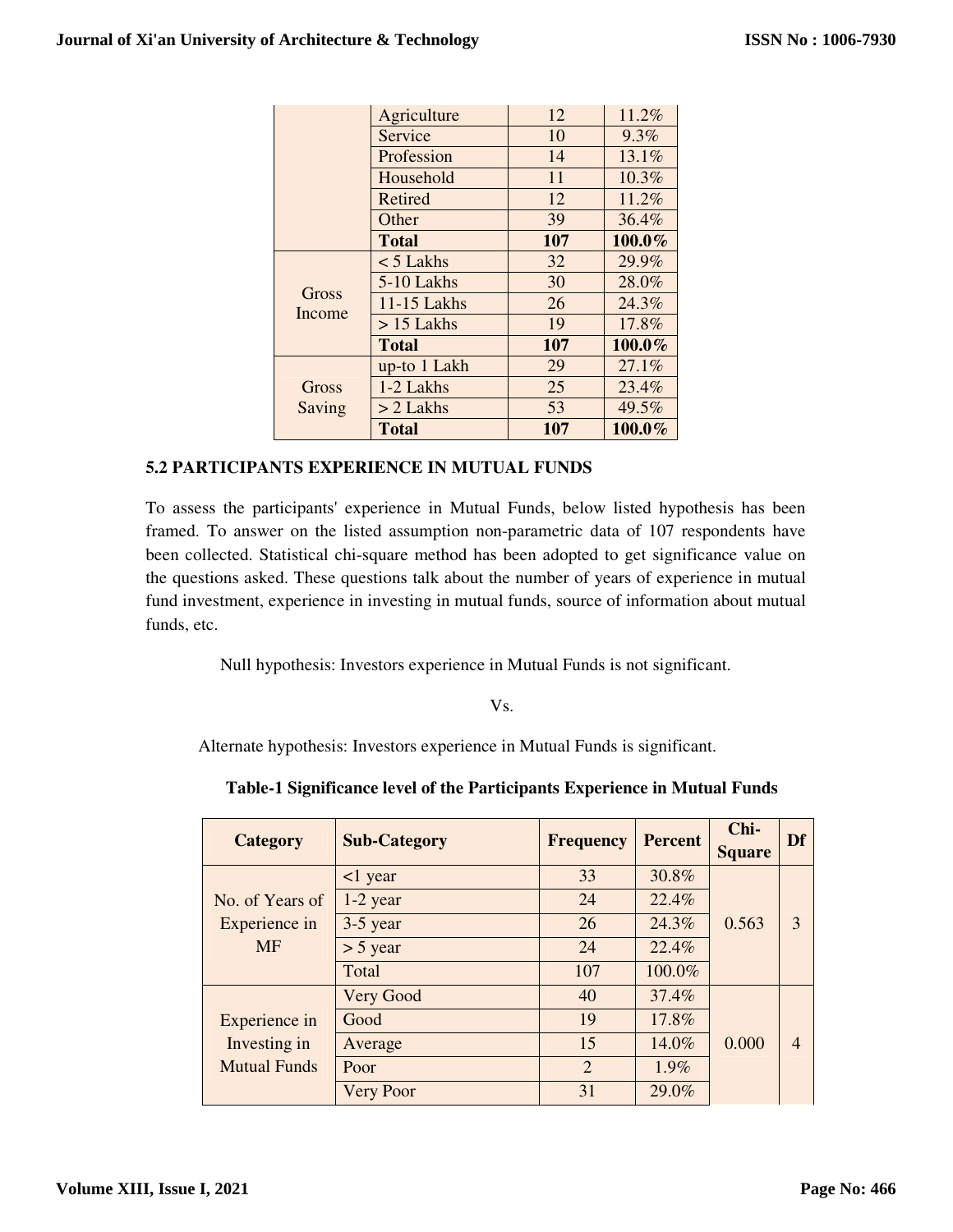| | | | |
|---|---|---|---|
| | Agriculture | 12 | 11.2% |
| | Service | 10 | 9.3% |
| | Profession | 14 | 13.1% |
| | Household | 11 | 10.3% |
| | Retired | 12 | 11.2% |
| | Other | 39 | 36.4% |
| | **Total** | **107** | **100.0%** |
| Gross Income | < 5 Lakhs | 32 | 29.9% |
| | 5-10 Lakhs | 30 | 28.0% |
| | 11-15 Lakhs | 26 | 24.3% |
| | > 15 Lakhs | 19 | 17.8% |
| | **Total** | **107** | **100.0%** |
| Gross Saving | up-to 1 Lakh | 29 | 27.1% |
| | 1-2 Lakhs | 25 | 23.4% |
| | > 2 Lakhs | 53 | 49.5% |
| | **Total** | **107** | **100.0%** |

## 5.2 PARTICIPANTS EXPERIENCE IN MUTUAL FUNDS

To assess the participants' experience in Mutual Funds, below listed hypothesis has been framed. To answer on the listed assumption non-parametric data of 107 respondents have been collected. Statistical chi-square method has been adopted to get significance value on the questions asked. These questions talk about the number of years of experience in mutual fund investment, experience in investing in mutual funds, source of information about mutual funds, etc.

Null hypothesis: Investors experience in Mutual Funds is not significant.

Vs.

Alternate hypothesis: Investors experience in Mutual Funds is significant.

**Table-1 Significance level of the Participants Experience in Mutual Funds**

| Category | Sub-Category | Frequency | Percent | Chi-Square | Df |
|---|---|---|---|---|---|
| No. of Years of Experience in MF | <1 year | 33 | 30.8% | 0.563 | 3 |
| | 1-2 year | 24 | 22.4% | | |
| | 3-5 year | 26 | 24.3% | | |
| | > 5 year | 24 | 22.4% | | |
| | Total | 107 | 100.0% | | |
| Experience in Investing in Mutual Funds | Very Good | 40 | 37.4% | 0.000 | 4 |
| | Good | 19 | 17.8% | | |
| | Average | 15 | 14.0% | | |
| | Poor | 2 | 1.9% | | |
| | Very Poor | 31 | 29.0% | | |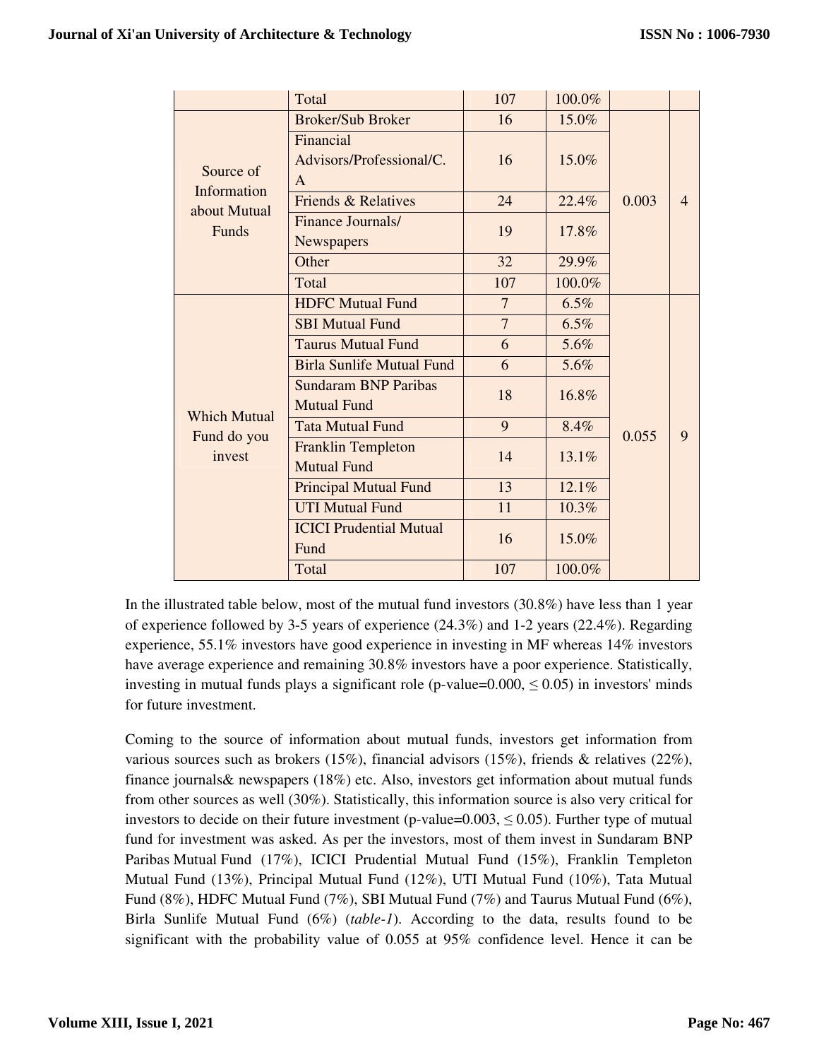| | Total | 107 | 100.0% | | |
|---|---|---|---|---|---|
| Source of Information about Mutual Funds | Broker/Sub Broker | 16 | 15.0% | 0.003 | 4 |
| | Financial Advisors/Professional/C.A | 16 | 15.0% | | |
| | Friends & Relatives | 24 | 22.4% | | |
| | Finance Journals/ Newspapers | 19 | 17.8% | | |
| | Other | 32 | 29.9% | | |
| | Total | 107 | 100.0% | | |
| Which Mutual Fund do you invest | HDFC Mutual Fund | 7 | 6.5% | 0.055 | 9 |
| | SBI Mutual Fund | 7 | 6.5% | | |
| | Taurus Mutual Fund | 6 | 5.6% | | |
| | Birla Sunlife Mutual Fund | 6 | 5.6% | | |
| | Sundaram BNP Paribas Mutual Fund | 18 | 16.8% | | |
| | Tata Mutual Fund | 9 | 8.4% | | |
| | Franklin Templeton Mutual Fund | 14 | 13.1% | | |
| | Principal Mutual Fund | 13 | 12.1% | | |
| | UTI Mutual Fund | 11 | 10.3% | | |
| | ICICI Prudential Mutual Fund | 16 | 15.0% | | |
| | Total | 107 | 100.0% | | |

In the illustrated table below, most of the mutual fund investors (30.8%) have less than 1 year of experience followed by 3-5 years of experience (24.3%) and 1-2 years (22.4%). Regarding experience, 55.1% investors have good experience in investing in MF whereas 14% investors have average experience and remaining 30.8% investors have a poor experience. Statistically, investing in mutual funds plays a significant role (p-value=0.000, ≤ 0.05) in investors' minds for future investment.

Coming to the source of information about mutual funds, investors get information from various sources such as brokers (15%), financial advisors (15%), friends & relatives (22%), finance journals& newspapers (18%) etc. Also, investors get information about mutual funds from other sources as well (30%). Statistically, this information source is also very critical for investors to decide on their future investment (p-value=0.003, ≤ 0.05). Further type of mutual fund for investment was asked. As per the investors, most of them invest in Sundaram BNP Paribas Mutual Fund (17%), ICICI Prudential Mutual Fund (15%), Franklin Templeton Mutual Fund (13%), Principal Mutual Fund (12%), UTI Mutual Fund (10%), Tata Mutual Fund (8%), HDFC Mutual Fund (7%), SBI Mutual Fund (7%) and Taurus Mutual Fund (6%), Birla Sunlife Mutual Fund (6%) (*table-1*). According to the data, results found to be significant with the probability value of 0.055 at 95% confidence level. Hence it can be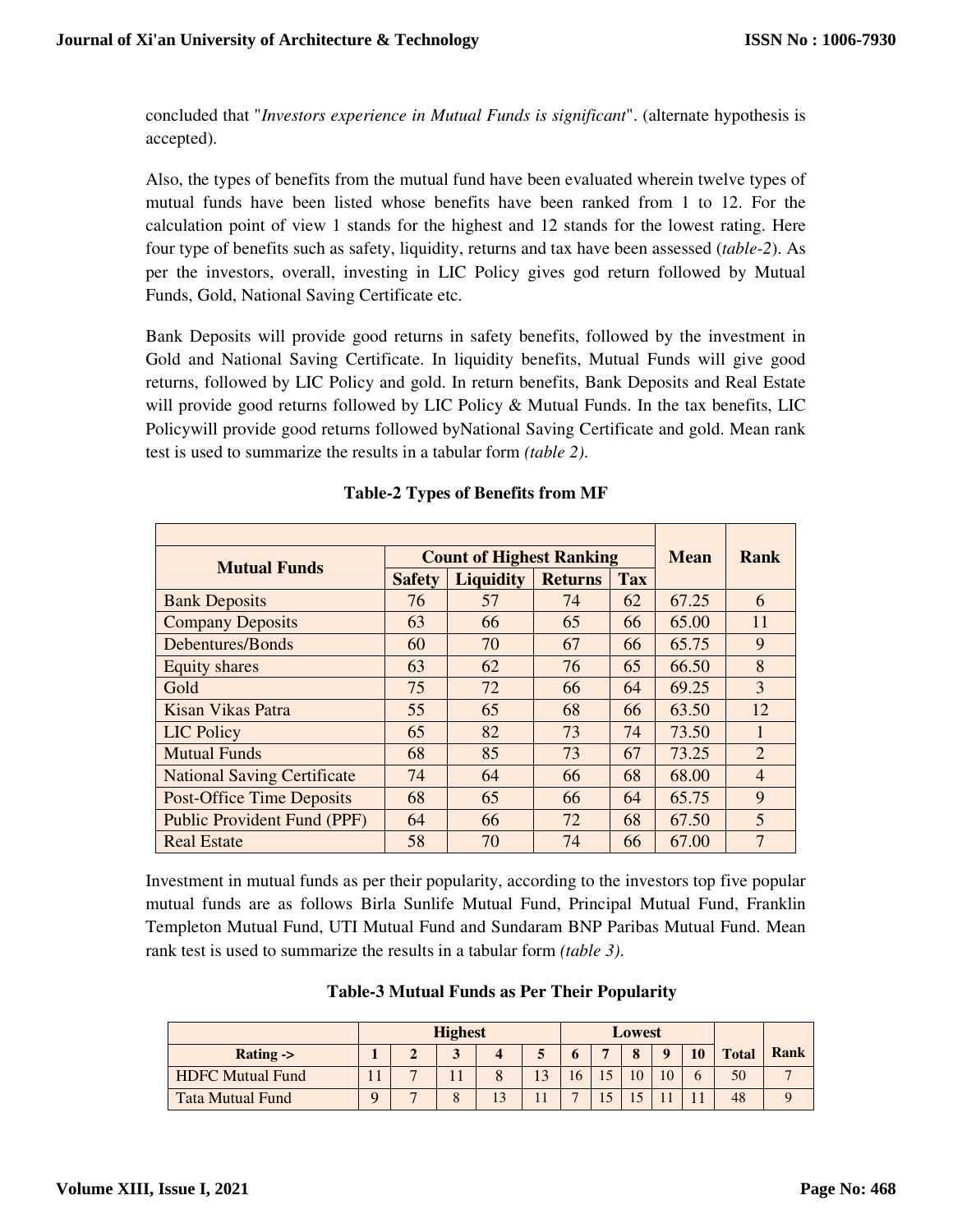concluded that "*Investors experience in Mutual Funds is significant*". (alternate hypothesis is accepted).

Also, the types of benefits from the mutual fund have been evaluated wherein twelve types of mutual funds have been listed whose benefits have been ranked from 1 to 12. For the calculation point of view 1 stands for the highest and 12 stands for the lowest rating. Here four type of benefits such as safety, liquidity, returns and tax have been assessed (*table-2*). As per the investors, overall, investing in LIC Policy gives god return followed by Mutual Funds, Gold, National Saving Certificate etc.

Bank Deposits will provide good returns in safety benefits, followed by the investment in Gold and National Saving Certificate. In liquidity benefits, Mutual Funds will give good returns, followed by LIC Policy and gold. In return benefits, Bank Deposits and Real Estate will provide good returns followed by LIC Policy & Mutual Funds. In the tax benefits, LIC Policywill provide good returns followed byNational Saving Certificate and gold. Mean rank test is used to summarize the results in a tabular form *(table 2)*.

**Table-2 Types of Benefits from MF**

| Mutual Funds | Count of Highest Ranking | | | | Mean | Rank |
|---|---|---|---|---|---|---|
| | Safety | Liquidity | Returns | Tax | | |
| Bank Deposits | 76 | 57 | 74 | 62 | 67.25 | 6 |
| Company Deposits | 63 | 66 | 65 | 66 | 65.00 | 11 |
| Debentures/Bonds | 60 | 70 | 67 | 66 | 65.75 | 9 |
| Equity shares | 63 | 62 | 76 | 65 | 66.50 | 8 |
| Gold | 75 | 72 | 66 | 64 | 69.25 | 3 |
| Kisan Vikas Patra | 55 | 65 | 68 | 66 | 63.50 | 12 |
| LIC Policy | 65 | 82 | 73 | 74 | 73.50 | 1 |
| Mutual Funds | 68 | 85 | 73 | 67 | 73.25 | 2 |
| National Saving Certificate | 74 | 64 | 66 | 68 | 68.00 | 4 |
| Post-Office Time Deposits | 68 | 65 | 66 | 64 | 65.75 | 9 |
| Public Provident Fund (PPF) | 64 | 66 | 72 | 68 | 67.50 | 5 |
| Real Estate | 58 | 70 | 74 | 66 | 67.00 | 7 |

Investment in mutual funds as per their popularity, according to the investors top five popular mutual funds are as follows Birla Sunlife Mutual Fund, Principal Mutual Fund, Franklin Templeton Mutual Fund, UTI Mutual Fund and Sundaram BNP Paribas Mutual Fund. Mean rank test is used to summarize the results in a tabular form *(table 3)*.

**Table-3 Mutual Funds as Per Their Popularity**

| | Highest | | | | | Lowest | | | | | Total | Rank |
|---|---|---|---|---|---|---|---|---|---|---|---|---|
| Rating -> | 1 | 2 | 3 | 4 | 5 | 6 | 7 | 8 | 9 | 10 | | |
| HDFC Mutual Fund | 11 | 7 | 11 | 8 | 13 | 16 | 15 | 10 | 10 | 6 | 50 | 7 |
| Tata Mutual Fund | 9 | 7 | 8 | 13 | 11 | 7 | 15 | 15 | 11 | 11 | 48 | 9 |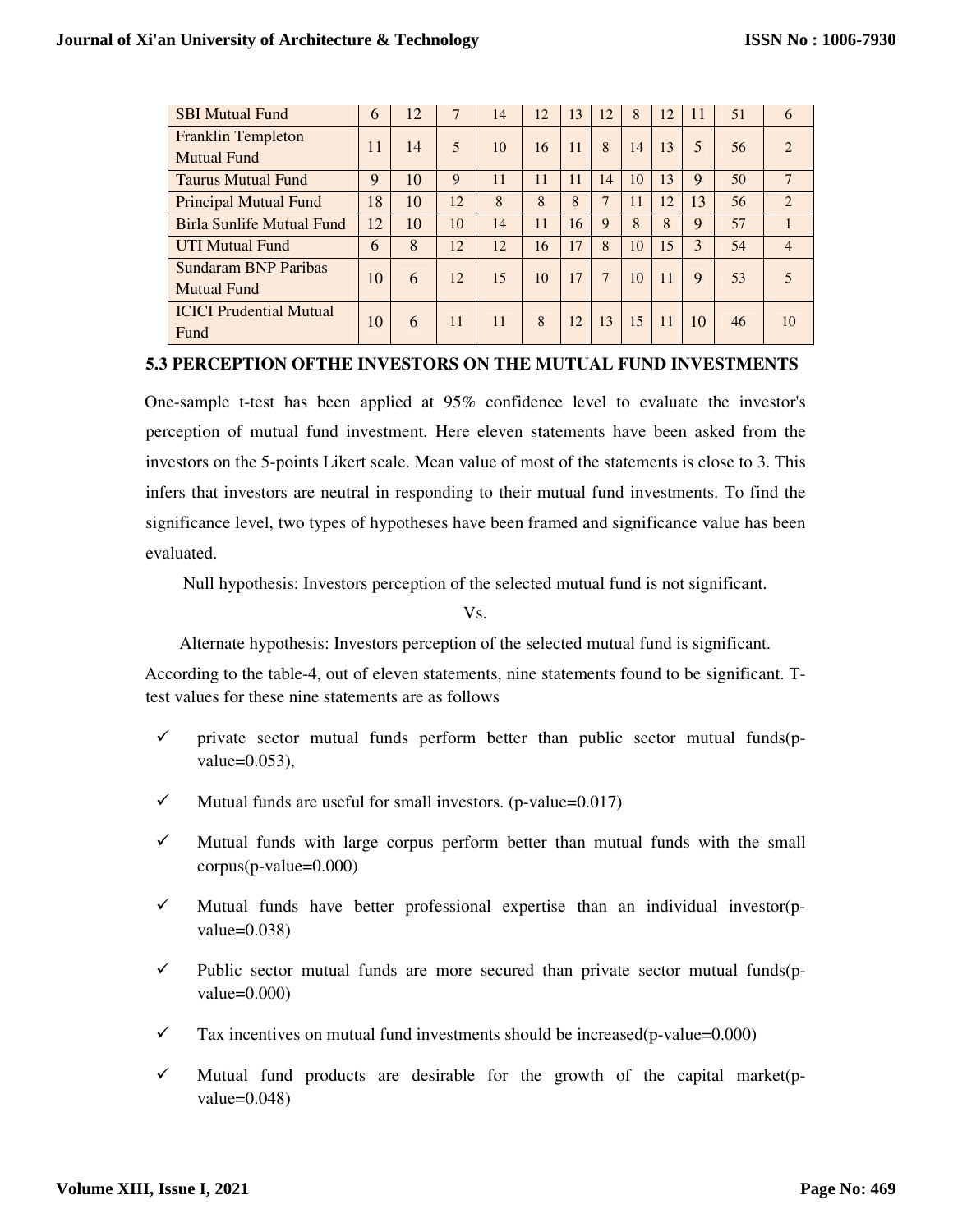| SBI Mutual Fund | 6 | 12 | 7 | 14 | 12 | 13 | 12 | 8 | 12 | 11 | 51 | 6 |
|---|---|---|---|---|---|---|---|---|---|---|---|---|
| Franklin Templeton Mutual Fund | 11 | 14 | 5 | 10 | 16 | 11 | 8 | 14 | 13 | 5 | 56 | 2 |
| Taurus Mutual Fund | 9 | 10 | 9 | 11 | 11 | 11 | 14 | 10 | 13 | 9 | 50 | 7 |
| Principal Mutual Fund | 18 | 10 | 12 | 8 | 8 | 8 | 7 | 11 | 12 | 13 | 56 | 2 |
| Birla Sunlife Mutual Fund | 12 | 10 | 10 | 14 | 11 | 16 | 9 | 8 | 8 | 9 | 57 | 1 |
| UTI Mutual Fund | 6 | 8 | 12 | 12 | 16 | 17 | 8 | 10 | 15 | 3 | 54 | 4 |
| Sundaram BNP Paribas Mutual Fund | 10 | 6 | 12 | 15 | 10 | 17 | 7 | 10 | 11 | 9 | 53 | 5 |
| ICICI Prudential Mutual Fund | 10 | 6 | 11 | 11 | 8 | 12 | 13 | 15 | 11 | 10 | 46 | 10 |

### 5.3 PERCEPTION OFTHE INVESTORS ON THE MUTUAL FUND INVESTMENTS

One-sample t-test has been applied at 95% confidence level to evaluate the investor's perception of mutual fund investment. Here eleven statements have been asked from the investors on the 5-points Likert scale. Mean value of most of the statements is close to 3. This infers that investors are neutral in responding to their mutual fund investments. To find the significance level, two types of hypotheses have been framed and significance value has been evaluated.

Null hypothesis: Investors perception of the selected mutual fund is not significant.

Vs.

Alternate hypothesis: Investors perception of the selected mutual fund is significant.

According to the table-4, out of eleven statements, nine statements found to be significant. T-test values for these nine statements are as follows

- ✓ private sector mutual funds perform better than public sector mutual funds(p-value=0.053),
- ✓ Mutual funds are useful for small investors. (p-value=0.017)
- ✓ Mutual funds with large corpus perform better than mutual funds with the small corpus(p-value=0.000)
- ✓ Mutual funds have better professional expertise than an individual investor(p-value=0.038)
- ✓ Public sector mutual funds are more secured than private sector mutual funds(p-value=0.000)
- ✓ Tax incentives on mutual fund investments should be increased(p-value=0.000)
- ✓ Mutual fund products are desirable for the growth of the capital market(p-value=0.048)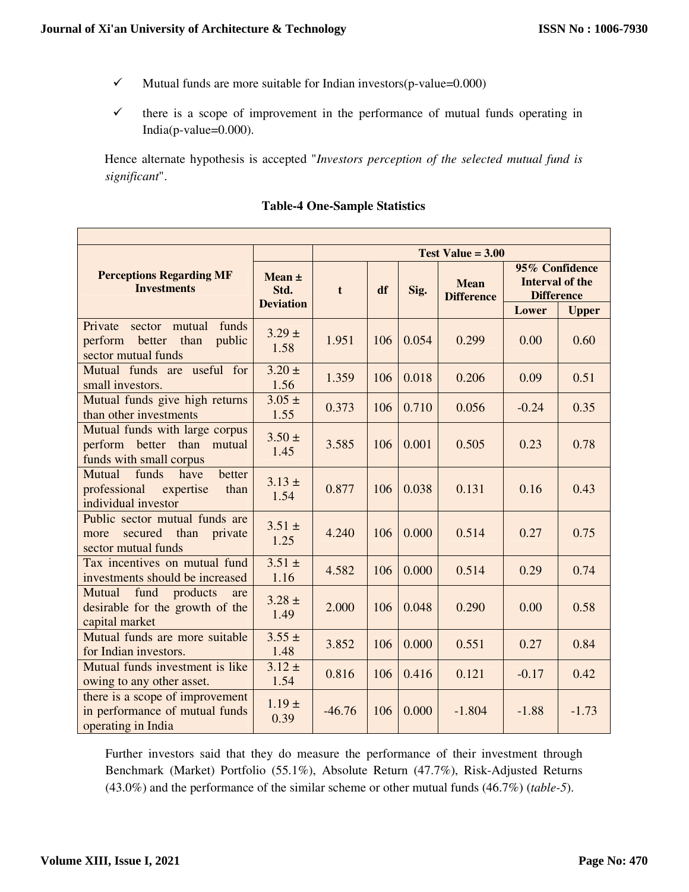- ✓ Mutual funds are more suitable for Indian investors(p-value=0.000)
- ✓ there is a scope of improvement in the performance of mutual funds operating in India(p-value=0.000).

Hence alternate hypothesis is accepted "*Investors perception of the selected mutual fund is significant*".

**Table-4 One-Sample Statistics**

| Perceptions Regarding MF Investments | Mean ± Std. Deviation | Test Value = 3.00 | | | | | |
|---|---|---|---|---|---|---|---|
| | | t | df | Sig. | Mean Difference | 95% Confidence Interval of the Difference | |
| | | | | | | Lower | Upper |
| Private sector mutual funds perform better than public sector mutual funds | 3.29 ± 1.58 | 1.951 | 106 | 0.054 | 0.299 | 0.00 | 0.60 |
| Mutual funds are useful for small investors. | 3.20 ± 1.56 | 1.359 | 106 | 0.018 | 0.206 | 0.09 | 0.51 |
| Mutual funds give high returns than other investments | 3.05 ± 1.55 | 0.373 | 106 | 0.710 | 0.056 | -0.24 | 0.35 |
| Mutual funds with large corpus perform better than mutual funds with small corpus | 3.50 ± 1.45 | 3.585 | 106 | 0.001 | 0.505 | 0.23 | 0.78 |
| Mutual funds have better professional expertise than individual investor | 3.13 ± 1.54 | 0.877 | 106 | 0.038 | 0.131 | 0.16 | 0.43 |
| Public sector mutual funds are more secured than private sector mutual funds | 3.51 ± 1.25 | 4.240 | 106 | 0.000 | 0.514 | 0.27 | 0.75 |
| Tax incentives on mutual fund investments should be increased | 3.51 ± 1.16 | 4.582 | 106 | 0.000 | 0.514 | 0.29 | 0.74 |
| Mutual fund products are desirable for the growth of the capital market | 3.28 ± 1.49 | 2.000 | 106 | 0.048 | 0.290 | 0.00 | 0.58 |
| Mutual funds are more suitable for Indian investors. | 3.55 ± 1.48 | 3.852 | 106 | 0.000 | 0.551 | 0.27 | 0.84 |
| Mutual funds investment is like owing to any other asset. | 3.12 ± 1.54 | 0.816 | 106 | 0.416 | 0.121 | -0.17 | 0.42 |
| there is a scope of improvement in performance of mutual funds operating in India | 1.19 ± 0.39 | -46.76 | 106 | 0.000 | -1.804 | -1.88 | -1.73 |

Further investors said that they do measure the performance of their investment through Benchmark (Market) Portfolio (55.1%), Absolute Return (47.7%), Risk-Adjusted Returns (43.0%) and the performance of the similar scheme or other mutual funds (46.7%) (*table-5*).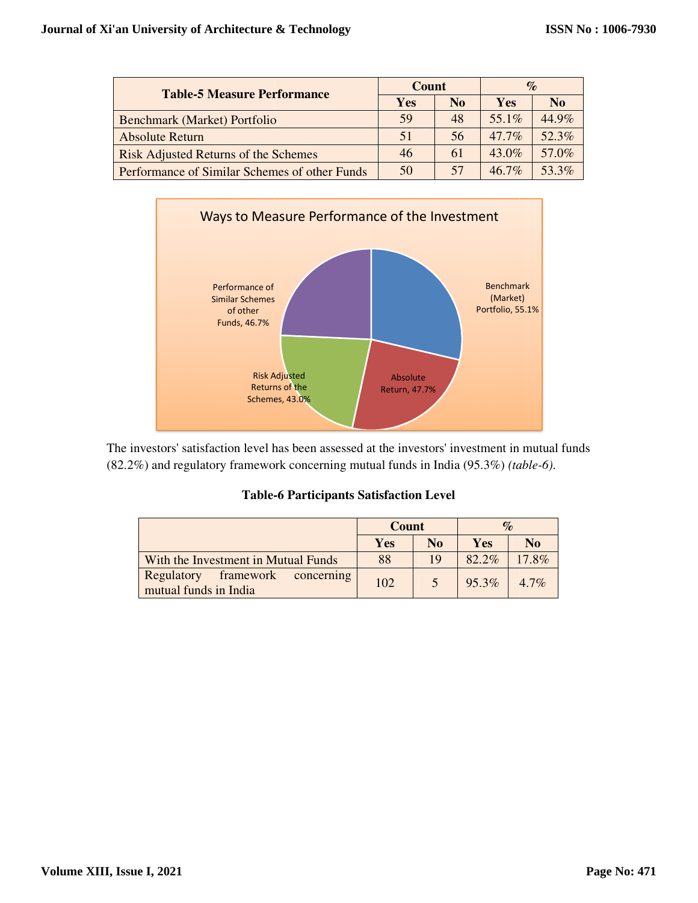| Table-5 Measure Performance | Count | | % | |
|---|---|---|---|---|
| | Yes | No | Yes | No |
| Benchmark (Market) Portfolio | 59 | 48 | 55.1% | 44.9% |
| Absolute Return | 51 | 56 | 47.7% | 52.3% |
| Risk Adjusted Returns of the Schemes | 46 | 61 | 43.0% | 57.0% |
| Performance of Similar Schemes of other Funds | 50 | 57 | 46.7% | 53.3% |

Ways to Measure Performance of the Investment

Benchmark (Market) Portfolio, 55.1%

Absolute Return, 47.7%

Risk Adjusted Returns of the Schemes, 43.0%

Performance of Similar Schemes of other Funds, 46.7%

The investors' satisfaction level has been assessed at the investors' investment in mutual funds (82.2%) and regulatory framework concerning mutual funds in India (95.3%) *(table-6).*

**Table-6 Participants Satisfaction Level**

| | Count | | % | |
|---|---|---|---|---|
| | Yes | No | Yes | No |
| With the Investment in Mutual Funds | 88 | 19 | 82.2% | 17.8% |
| Regulatory framework concerning mutual funds in India | 102 | 5 | 95.3% | 4.7% |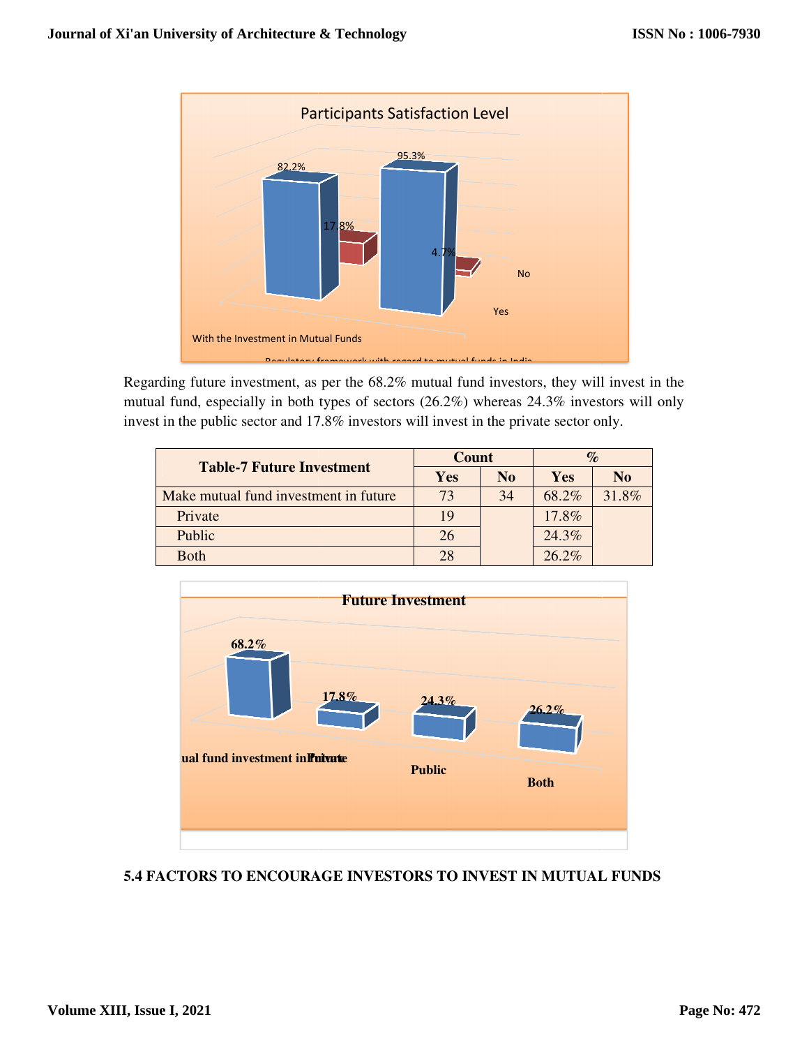Regarding future investment, as per the 68.2% mutual fund investors, they will invest in the mutual fund, especially in both types of sectors (26.2%) whereas 24.3% investors will only invest in the public sector and 17.8% investors will invest in the private sector only.

| Table-7 Future Investment | Count | | % | |
|---|---|---|---|---|
| | Yes | No | Yes | No |
| Make mutual fund investment in future | 73 | 34 | 68.2% | 31.8% |
| Private | 19 | | 17.8% | |
| Public | 26 | | 24.3% | |
| Both | 28 | | 26.2% | |

## 5.4 FACTORS TO ENCOURAGE INVESTORS TO INVEST IN MUTUAL FUNDS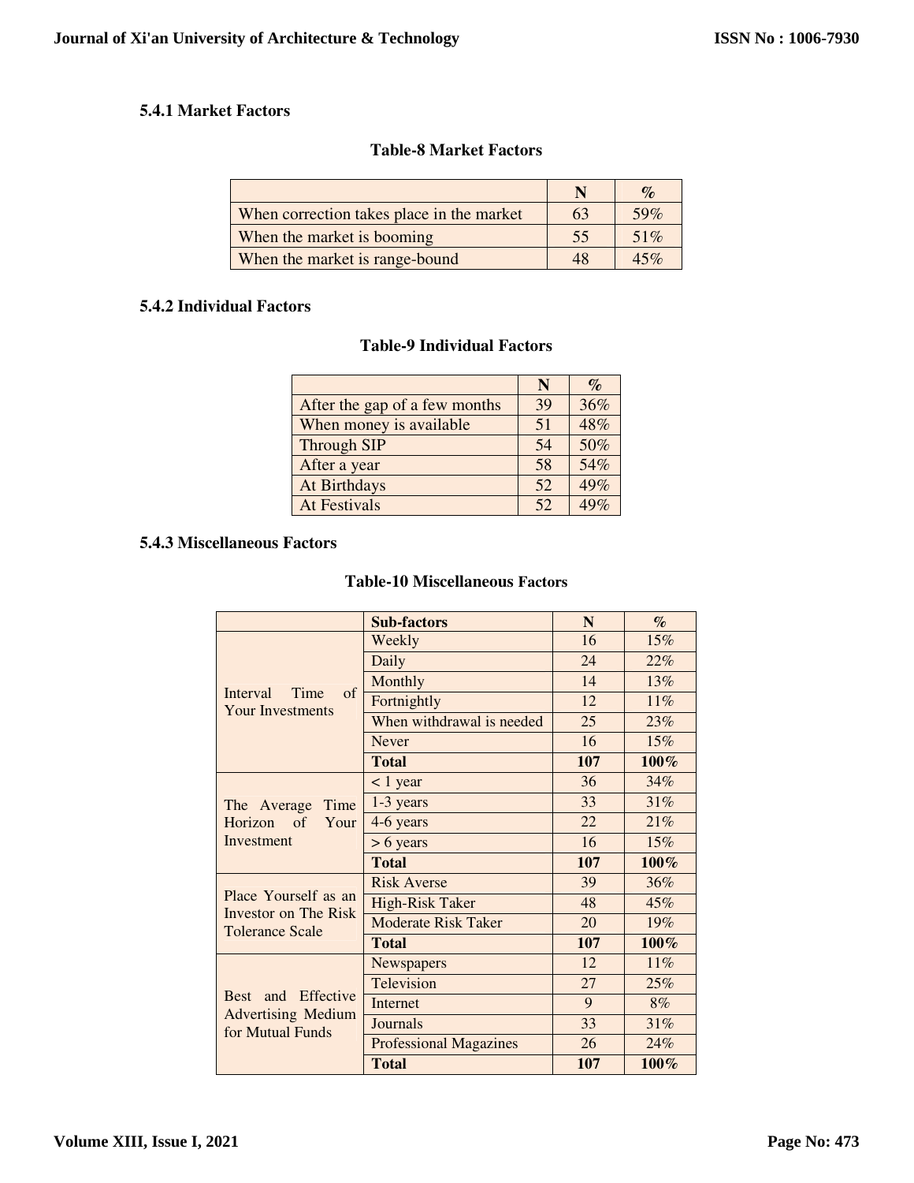### 5.4.1 Market Factors

**Table-8 Market Factors**

| | N | % |
|---|---|---|
| When correction takes place in the market | 63 | 59% |
| When the market is booming | 55 | 51% |
| When the market is range-bound | 48 | 45% |

### 5.4.2 Individual Factors

**Table-9 Individual Factors**

| | N | % |
|---|---|---|
| After the gap of a few months | 39 | 36% |
| When money is available | 51 | 48% |
| Through SIP | 54 | 50% |
| After a year | 58 | 54% |
| At Birthdays | 52 | 49% |
| At Festivals | 52 | 49% |

### 5.4.3 Miscellaneous Factors

**Table-10 Miscellaneous Factors**

| | Sub-factors | N | % |
|---|---|---|---|
| Interval Time of Your Investments | Weekly | 16 | 15% |
| | Daily | 24 | 22% |
| | Monthly | 14 | 13% |
| | Fortnightly | 12 | 11% |
| | When withdrawal is needed | 25 | 23% |
| | Never | 16 | 15% |
| | **Total** | **107** | **100%** |
| The Average Time Horizon of Your Investment | < 1 year | 36 | 34% |
| | 1-3 years | 33 | 31% |
| | 4-6 years | 22 | 21% |
| | > 6 years | 16 | 15% |
| | **Total** | **107** | **100%** |
| Place Yourself as an Investor on The Risk Tolerance Scale | Risk Averse | 39 | 36% |
| | High-Risk Taker | 48 | 45% |
| | Moderate Risk Taker | 20 | 19% |
| | **Total** | **107** | **100%** |
| Best and Effective Advertising Medium for Mutual Funds | Newspapers | 12 | 11% |
| | Television | 27 | 25% |
| | Internet | 9 | 8% |
| | Journals | 33 | 31% |
| | Professional Magazines | 26 | 24% |
| | **Total** | **107** | **100%** |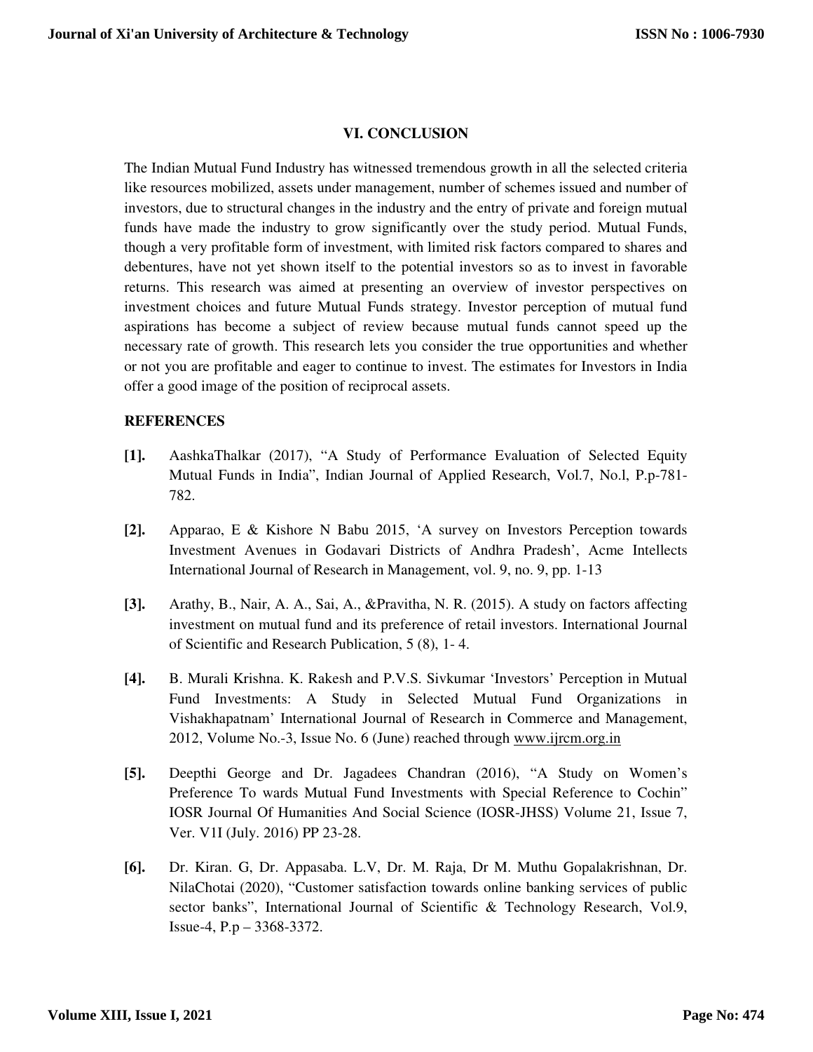## VI. CONCLUSION

The Indian Mutual Fund Industry has witnessed tremendous growth in all the selected criteria like resources mobilized, assets under management, number of schemes issued and number of investors, due to structural changes in the industry and the entry of private and foreign mutual funds have made the industry to grow significantly over the study period. Mutual Funds, though a very profitable form of investment, with limited risk factors compared to shares and debentures, have not yet shown itself to the potential investors so as to invest in favorable returns. This research was aimed at presenting an overview of investor perspectives on investment choices and future Mutual Funds strategy. Investor perception of mutual fund aspirations has become a subject of review because mutual funds cannot speed up the necessary rate of growth. This research lets you consider the true opportunities and whether or not you are profitable and eager to continue to invest. The estimates for Investors in India offer a good image of the position of reciprocal assets.

### REFERENCES

**[1].** AashkaThalkar (2017), "A Study of Performance Evaluation of Selected Equity Mutual Funds in India", Indian Journal of Applied Research, Vol.7, No.l, P.p-781-782.

**[2].** Apparao, E & Kishore N Babu 2015, 'A survey on Investors Perception towards Investment Avenues in Godavari Districts of Andhra Pradesh', Acme Intellects International Journal of Research in Management, vol. 9, no. 9, pp. 1-13

**[3].** Arathy, B., Nair, A. A., Sai, A., &Pravitha, N. R. (2015). A study on factors affecting investment on mutual fund and its preference of retail investors. International Journal of Scientific and Research Publication, 5 (8), 1- 4.

**[4].** B. Murali Krishna. K. Rakesh and P.V.S. Sivkumar 'Investors' Perception in Mutual Fund Investments: A Study in Selected Mutual Fund Organizations in Vishakhapatnam' International Journal of Research in Commerce and Management, 2012, Volume No.-3, Issue No. 6 (June) reached through www.ijrcm.org.in

**[5].** Deepthi George and Dr. Jagadees Chandran (2016), "A Study on Women's Preference To wards Mutual Fund Investments with Special Reference to Cochin" IOSR Journal Of Humanities And Social Science (IOSR-JHSS) Volume 21, Issue 7, Ver. V1I (July. 2016) PP 23-28.

**[6].** Dr. Kiran. G, Dr. Appasaba. L.V, Dr. M. Raja, Dr M. Muthu Gopalakrishnan, Dr. NilaChotai (2020), "Customer satisfaction towards online banking services of public sector banks", International Journal of Scientific & Technology Research, Vol.9, Issue-4, P.p – 3368-3372.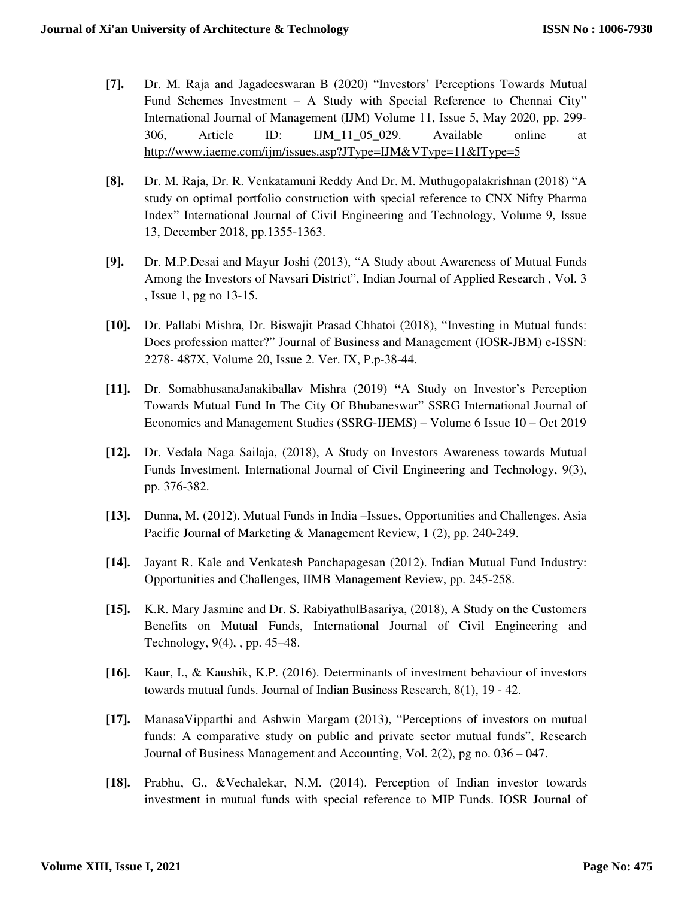- **[7].** Dr. M. Raja and Jagadeeswaran B (2020) "Investors' Perceptions Towards Mutual Fund Schemes Investment – A Study with Special Reference to Chennai City" International Journal of Management (IJM) Volume 11, Issue 5, May 2020, pp. 299-306, Article ID: IJM_11_05_029. Available online at http://www.iaeme.com/ijm/issues.asp?JType=IJM&VType=11&IType=5

- **[8].** Dr. M. Raja, Dr. R. Venkatamuni Reddy And Dr. M. Muthugopalakrishnan (2018) "A study on optimal portfolio construction with special reference to CNX Nifty Pharma Index" International Journal of Civil Engineering and Technology, Volume 9, Issue 13, December 2018, pp.1355-1363.

- **[9].** Dr. M.P.Desai and Mayur Joshi (2013), "A Study about Awareness of Mutual Funds Among the Investors of Navsari District", Indian Journal of Applied Research , Vol. 3 , Issue 1, pg no 13-15.

- **[10].** Dr. Pallabi Mishra, Dr. Biswajit Prasad Chhatoi (2018), "Investing in Mutual funds: Does profession matter?" Journal of Business and Management (IOSR-JBM) e-ISSN: 2278- 487X, Volume 20, Issue 2. Ver. IX, P.p-38-44.

- **[11].** Dr. SomabhusanaJanakiballav Mishra (2019) **"**A Study on Investor's Perception Towards Mutual Fund In The City Of Bhubaneswar" SSRG International Journal of Economics and Management Studies (SSRG-IJEMS) – Volume 6 Issue 10 – Oct 2019

- **[12].** Dr. Vedala Naga Sailaja, (2018), A Study on Investors Awareness towards Mutual Funds Investment. International Journal of Civil Engineering and Technology, 9(3), pp. 376-382.

- **[13].** Dunna, M. (2012). Mutual Funds in India –Issues, Opportunities and Challenges. Asia Pacific Journal of Marketing & Management Review, 1 (2), pp. 240-249.

- **[14].** Jayant R. Kale and Venkatesh Panchapagesan (2012). Indian Mutual Fund Industry: Opportunities and Challenges, IIMB Management Review, pp. 245-258.

- **[15].** K.R. Mary Jasmine and Dr. S. RabiyathulBasariya, (2018), A Study on the Customers Benefits on Mutual Funds, International Journal of Civil Engineering and Technology, 9(4), , pp. 45–48.

- **[16].** Kaur, I., & Kaushik, K.P. (2016). Determinants of investment behaviour of investors towards mutual funds. Journal of Indian Business Research, 8(1), 19 - 42.

- **[17].** ManasaVipparthi and Ashwin Margam (2013), "Perceptions of investors on mutual funds: A comparative study on public and private sector mutual funds", Research Journal of Business Management and Accounting, Vol. 2(2), pg no. 036 – 047.

- **[18].** Prabhu, G., &Vechalekar, N.M. (2014). Perception of Indian investor towards investment in mutual funds with special reference to MIP Funds. IOSR Journal of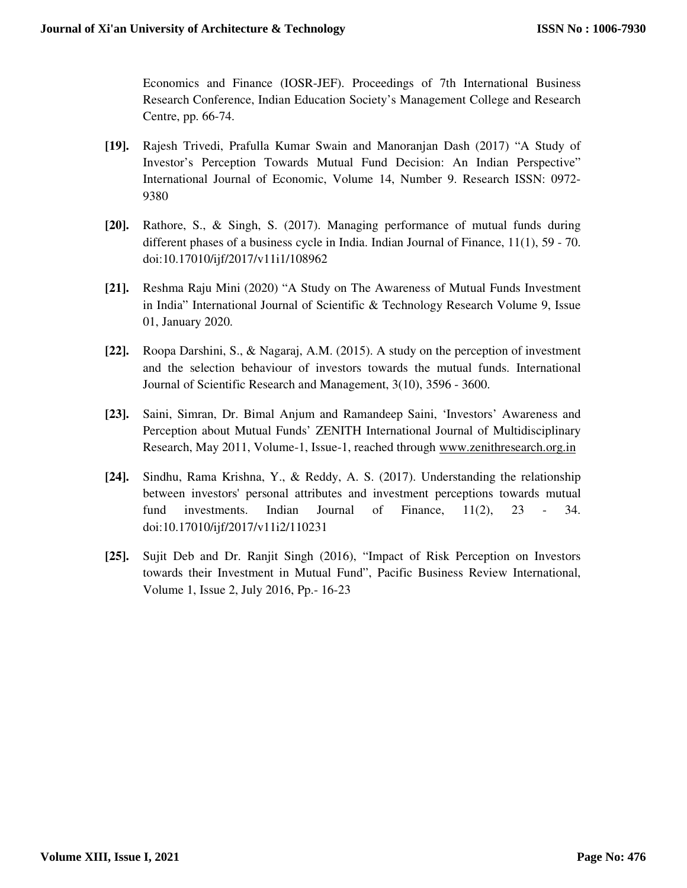Economics and Finance (IOSR-JEF). Proceedings of 7th International Business Research Conference, Indian Education Society's Management College and Research Centre, pp. 66-74.

**[19].** Rajesh Trivedi, Prafulla Kumar Swain and Manoranjan Dash (2017) "A Study of Investor's Perception Towards Mutual Fund Decision: An Indian Perspective" International Journal of Economic, Volume 14, Number 9. Research ISSN: 0972-9380

**[20].** Rathore, S., & Singh, S. (2017). Managing performance of mutual funds during different phases of a business cycle in India. Indian Journal of Finance, 11(1), 59 - 70. doi:10.17010/ijf/2017/v11i1/108962

**[21].** Reshma Raju Mini (2020) "A Study on The Awareness of Mutual Funds Investment in India" International Journal of Scientific & Technology Research Volume 9, Issue 01, January 2020.

**[22].** Roopa Darshini, S., & Nagaraj, A.M. (2015). A study on the perception of investment and the selection behaviour of investors towards the mutual funds. International Journal of Scientific Research and Management, 3(10), 3596 - 3600.

**[23].** Saini, Simran, Dr. Bimal Anjum and Ramandeep Saini, 'Investors' Awareness and Perception about Mutual Funds' ZENITH International Journal of Multidisciplinary Research, May 2011, Volume-1, Issue-1, reached through www.zenithresearch.org.in

**[24].** Sindhu, Rama Krishna, Y., & Reddy, A. S. (2017). Understanding the relationship between investors' personal attributes and investment perceptions towards mutual fund investments. Indian Journal of Finance, 11(2), 23 - 34. doi:10.17010/ijf/2017/v11i2/110231

**[25].** Sujit Deb and Dr. Ranjit Singh (2016), "Impact of Risk Perception on Investors towards their Investment in Mutual Fund", Pacific Business Review International, Volume 1, Issue 2, July 2016, Pp.- 16-23